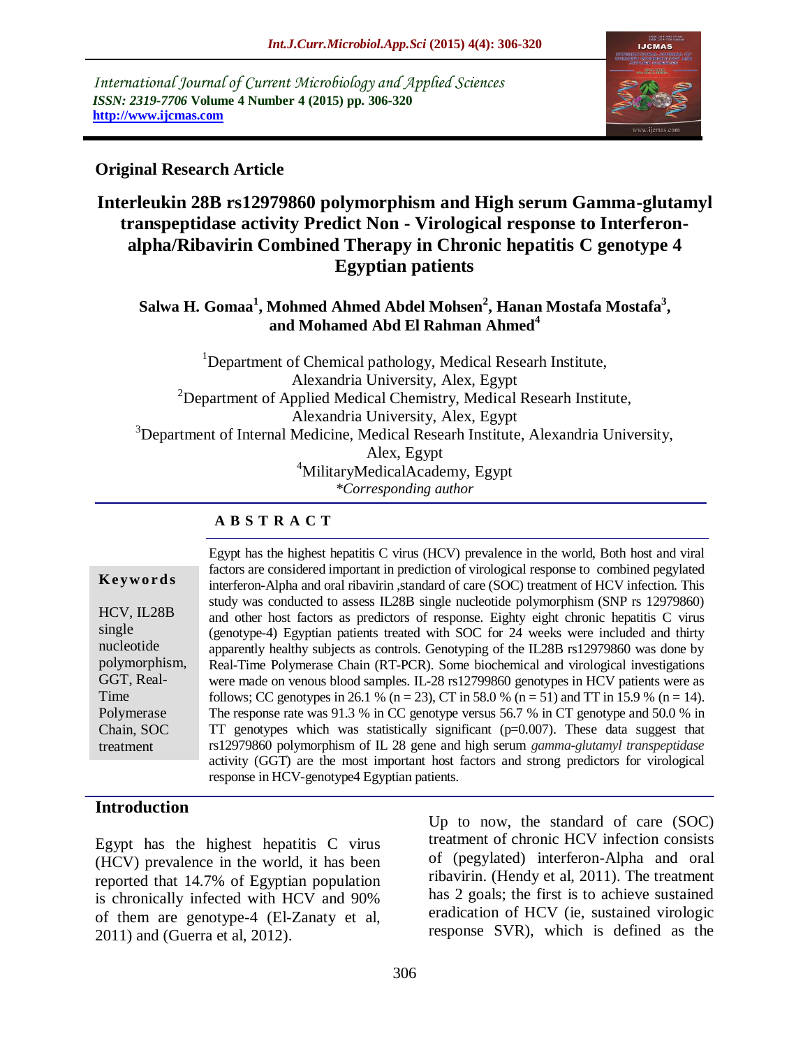International Journal of Current Microbiology and Applied Sciences
*ISSN: 2319-7706* **Volume 4 Number 4 (2015) pp. 306-320**
**http://www.ijcmas.com**

**Original Research Article**

# Interleukin 28B rs12979860 polymorphism and High serum Gamma-glutamyl transpeptidase activity Predict Non - Virological response to Interferon-alpha/Ribavirin Combined Therapy in Chronic hepatitis C genotype 4 Egyptian patients

**Salwa H. Gomaa[1], Mohmed Ahmed Abdel Mohsen[2], Hanan Mostafa Mostafa[3], and Mohamed Abd El Rahman Ahmed[4]**

[1]Department of Chemical pathology, Medical Researh Institute, Alexandria University, Alex, Egypt
[2]Department of Applied Medical Chemistry, Medical Researh Institute, Alexandria University, Alex, Egypt
[3]Department of Internal Medicine, Medical Researh Institute, Alexandria University, Alex, Egypt
[4]MilitaryMedicalAcademy, Egypt
*\*Corresponding author*

## ABSTRACT

**Keywords**

HCV, IL28B single nucleotide polymorphism, GGT, Real-Time Polymerase Chain, SOC treatment

Egypt has the highest hepatitis C virus (HCV) prevalence in the world, Both host and viral factors are considered important in prediction of virological response to combined pegylated interferon-Alpha and oral ribavirin ,standard of care (SOC) treatment of HCV infection. This study was conducted to assess IL28B single nucleotide polymorphism (SNP rs 12979860) and other host factors as predictors of response. Eighty eight chronic hepatitis C virus (genotype-4) Egyptian patients treated with SOC for 24 weeks were included and thirty apparently healthy subjects as controls. Genotyping of the IL28B rs12979860 was done by Real-Time Polymerase Chain (RT-PCR). Some biochemical and virological investigations were made on venous blood samples. IL-28 rs12799860 genotypes in HCV patients were as follows; CC genotypes in 26.1 % (n = 23), CT in 58.0 % (n = 51) and TT in 15.9 % (n = 14). The response rate was 91.3 % in CC genotype versus 56.7 % in CT genotype and 50.0 % in TT genotypes which was statistically significant (p=0.007). These data suggest that rs129798860 polymorphism of IL 28 gene and high serum *gamma-glutamyl transpeptidase* activity (GGT) are the most important host factors and strong predictors for virological response in HCV-genotype4 Egyptian patients.

## Introduction

Egypt has the highest hepatitis C virus (HCV) prevalence in the world, it has been reported that 14.7% of Egyptian population is chronically infected with HCV and 90% of them are genotype-4 (El-Zanaty et al, 2011) and (Guerra et al, 2012).

Up to now, the standard of care (SOC) treatment of chronic HCV infection consists of (pegylated) interferon-Alpha and oral ribavirin. (Hendy et al, 2011). The treatment has 2 goals; the first is to achieve sustained eradication of HCV (ie, sustained virologic response SVR), which is defined as the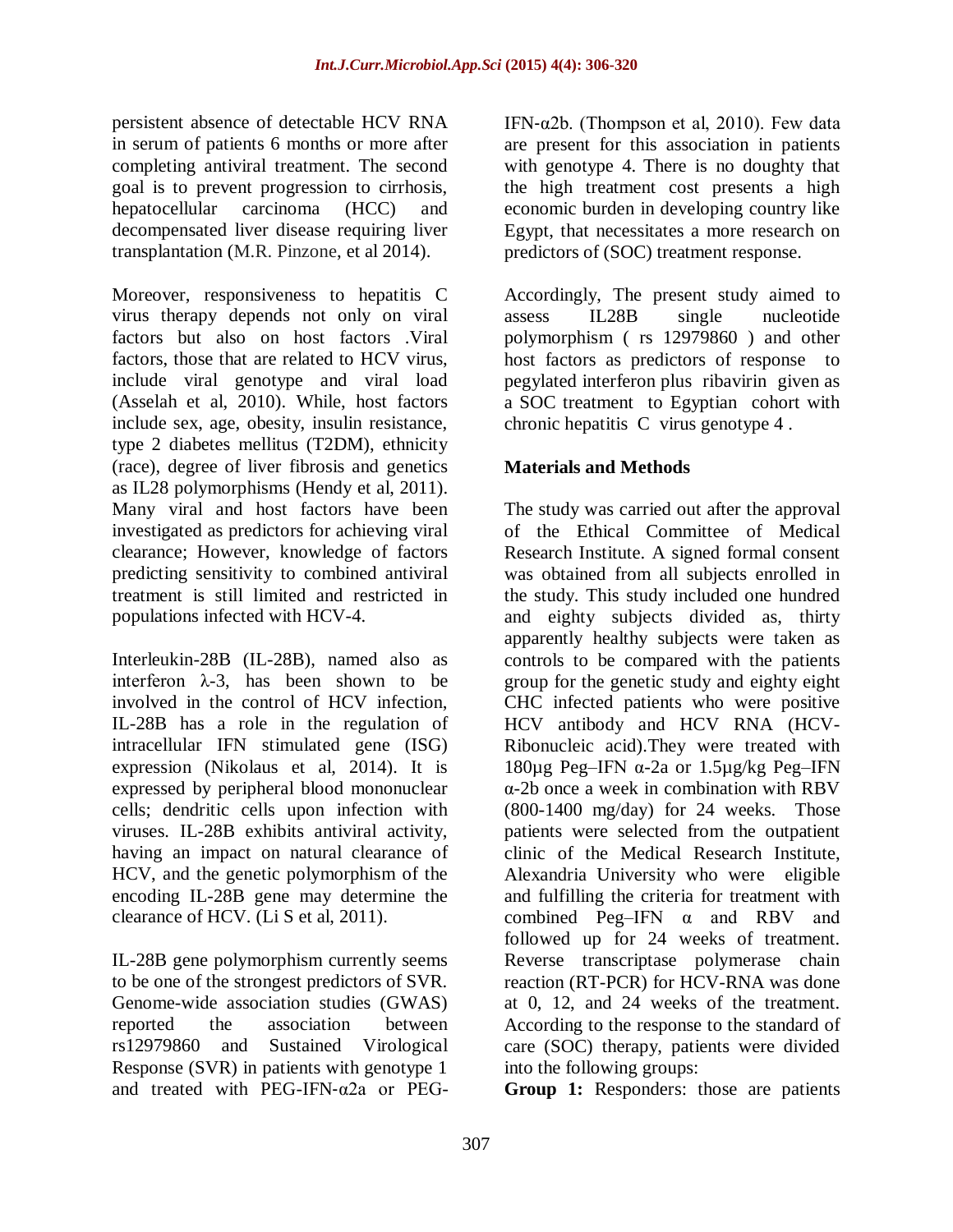persistent absence of detectable HCV RNA in serum of patients 6 months or more after completing antiviral treatment. The second goal is to prevent progression to cirrhosis, hepatocellular carcinoma (HCC) and decompensated liver disease requiring liver transplantation (M.R. Pinzone, et al 2014).

Moreover, responsiveness to hepatitis C virus therapy depends not only on viral factors but also on host factors .Viral factors, those that are related to HCV virus, include viral genotype and viral load (Asselah et al, 2010). While, host factors include sex, age, obesity, insulin resistance, type 2 diabetes mellitus (T2DM), ethnicity (race), degree of liver fibrosis and genetics as IL28 polymorphisms (Hendy et al, 2011). Many viral and host factors have been investigated as predictors for achieving viral clearance; However, knowledge of factors predicting sensitivity to combined antiviral treatment is still limited and restricted in populations infected with HCV-4.

Interleukin-28B (IL-28B), named also as interferon λ-3, has been shown to be involved in the control of HCV infection, IL-28B has a role in the regulation of intracellular IFN stimulated gene (ISG) expression (Nikolaus et al, 2014). It is expressed by peripheral blood mononuclear cells; dendritic cells upon infection with viruses. IL-28B exhibits antiviral activity, having an impact on natural clearance of HCV, and the genetic polymorphism of the encoding IL-28B gene may determine the clearance of HCV. (Li S et al, 2011).

IL-28B gene polymorphism currently seems to be one of the strongest predictors of SVR. Genome-wide association studies (GWAS) reported the association between rs12979860 and Sustained Virological Response (SVR) in patients with genotype 1 and treated with PEG-IFN-α2a or PEG-IFN-α2b. (Thompson et al, 2010). Few data are present for this association in patients with genotype 4. There is no doughty that the high treatment cost presents a high economic burden in developing country like Egypt, that necessitates a more research on predictors of (SOC) treatment response.

Accordingly, The present study aimed to assess IL28B single nucleotide polymorphism ( rs 12979860 ) and other host factors as predictors of response to pegylated interferon plus ribavirin given as a SOC treatment to Egyptian cohort with chronic hepatitis C virus genotype 4 .

## Materials and Methods

The study was carried out after the approval of the Ethical Committee of Medical Research Institute. A signed formal consent was obtained from all subjects enrolled in the study. This study included one hundred and eighty subjects divided as, thirty apparently healthy subjects were taken as controls to be compared with the patients group for the genetic study and eighty eight CHC infected patients who were positive HCV antibody and HCV RNA (HCV-Ribonucleic acid).They were treated with 180µg Peg–IFN α-2a or 1.5µg/kg Peg–IFN α-2b once a week in combination with RBV (800-1400 mg/day) for 24 weeks. Those patients were selected from the outpatient clinic of the Medical Research Institute, Alexandria University who were eligible and fulfilling the criteria for treatment with combined Peg–IFN α and RBV and followed up for 24 weeks of treatment. Reverse transcriptase polymerase chain reaction (RT-PCR) for HCV-RNA was done at 0, 12, and 24 weeks of the treatment. According to the response to the standard of care (SOC) therapy, patients were divided into the following groups:

**Group 1:** Responders: those are patients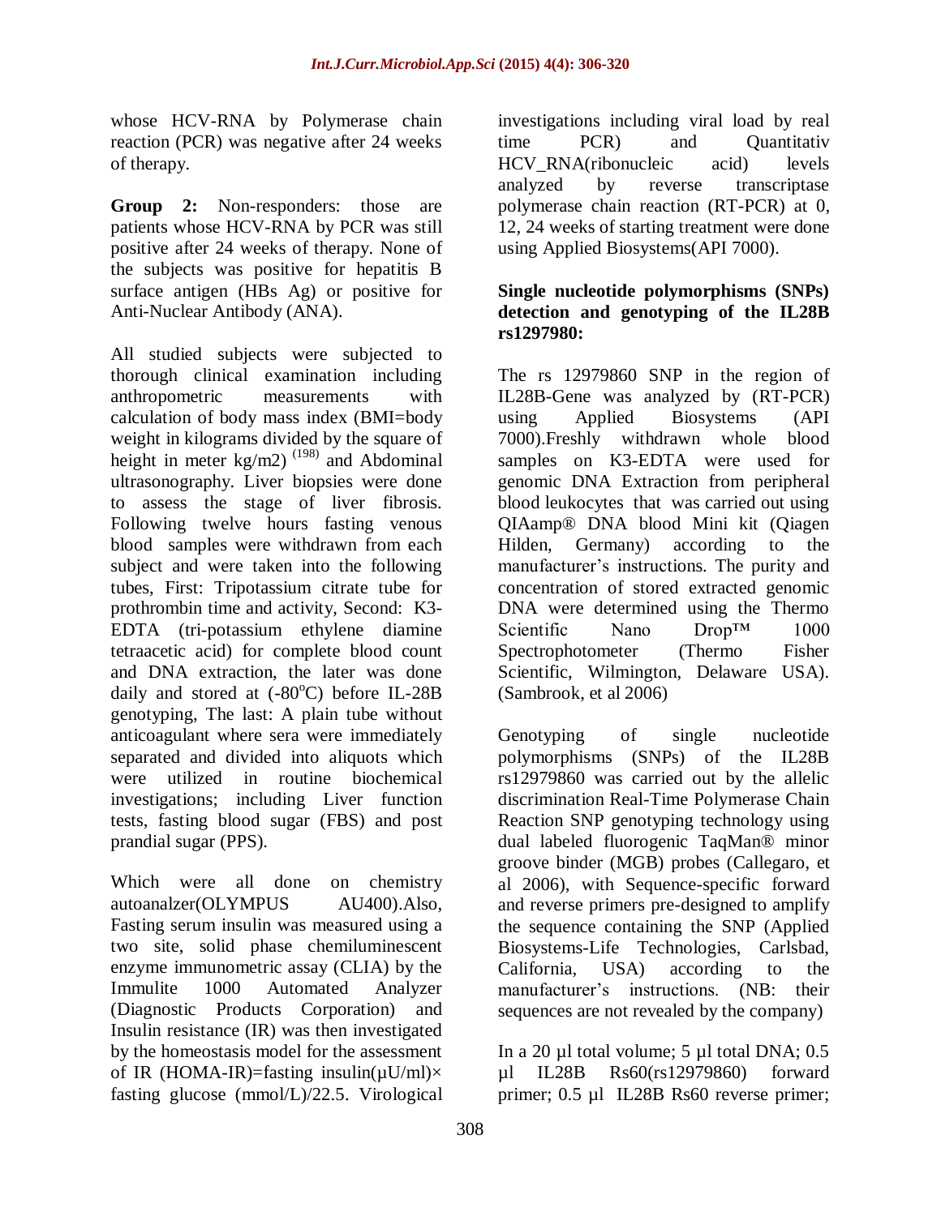whose HCV-RNA by Polymerase chain reaction (PCR) was negative after 24 weeks of therapy.

**Group 2:** Non-responders: those are patients whose HCV-RNA by PCR was still positive after 24 weeks of therapy. None of the subjects was positive for hepatitis B surface antigen (HBs Ag) or positive for Anti-Nuclear Antibody (ANA).

All studied subjects were subjected to thorough clinical examination including anthropometric measurements with calculation of body mass index (BMI=body weight in kilograms divided by the square of height in meter kg/m2) [198] and Abdominal ultrasonography. Liver biopsies were done to assess the stage of liver fibrosis. Following twelve hours fasting venous blood samples were withdrawn from each subject and were taken into the following tubes, First: Tripotassium citrate tube for prothrombin time and activity, Second: K3-EDTA (tri-potassium ethylene diamine tetraacetic acid) for complete blood count and DNA extraction, the later was done daily and stored at (-80$^{o}$C) before IL-28B genotyping, The last: A plain tube without anticoagulant where sera were immediately separated and divided into aliquots which were utilized in routine biochemical investigations; including Liver function tests, fasting blood sugar (FBS) and post prandial sugar (PPS).

Which were all done on chemistry autoanalzer(OLYMPUS AU400).Also, Fasting serum insulin was measured using a two site, solid phase chemiluminescent enzyme immunometric assay (CLIA) by the Immulite 1000 Automated Analyzer (Diagnostic Products Corporation) and Insulin resistance (IR) was then investigated by the homeostasis model for the assessment of IR (HOMA-IR)=fasting insulin(µU/ml)× fasting glucose (mmol/L)/22.5. Virological investigations including viral load by real time PCR) and Quantitativ HCV_RNA(ribonucleic acid) levels analyzed by reverse transcriptase polymerase chain reaction (RT-PCR) at 0, 12, 24 weeks of starting treatment were done using Applied Biosystems(API 7000).

**Single nucleotide polymorphisms (SNPs) detection and genotyping of the IL28B rs1297980:**

The rs 12979860 SNP in the region of IL28B-Gene was analyzed by (RT-PCR) using Applied Biosystems (API 7000).Freshly withdrawn whole blood samples on K3-EDTA were used for genomic DNA Extraction from peripheral blood leukocytes that was carried out using QIAamp® DNA blood Mini kit (Qiagen Hilden, Germany) according to the manufacturer's instructions. The purity and concentration of stored extracted genomic DNA were determined using the Thermo Scientific Nano Drop™ 1000 Spectrophotometer (Thermo Fisher Scientific, Wilmington, Delaware USA). (Sambrook, et al 2006)

Genotyping of single nucleotide polymorphisms (SNPs) of the IL28B rs12979860 was carried out by the allelic discrimination Real-Time Polymerase Chain Reaction SNP genotyping technology using dual labeled fluorogenic TaqMan® minor groove binder (MGB) probes (Callegaro, et al 2006), with Sequence-specific forward and reverse primers pre-designed to amplify the sequence containing the SNP (Applied Biosystems-Life Technologies, Carlsbad, California, USA) according to the manufacturer's instructions. (NB: their sequences are not revealed by the company)

In a 20 µl total volume; 5 µl total DNA; 0.5 µl IL28B Rs60(rs12979860) forward primer; 0.5 µl IL28B Rs60 reverse primer;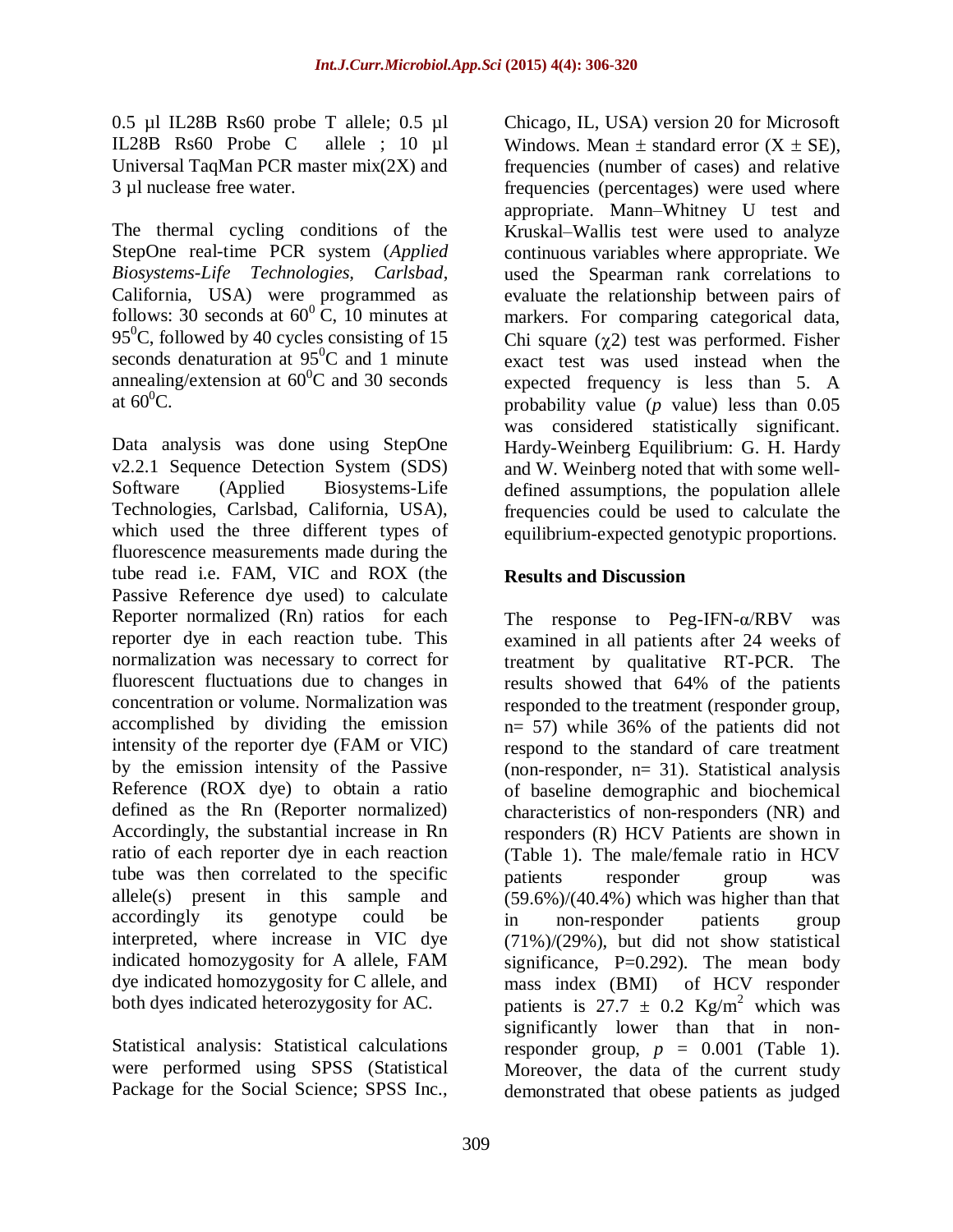0.5 µl IL28B Rs60 probe T allele; 0.5 µl IL28B Rs60 Probe C allele ; 10 µl Universal TaqMan PCR master mix(2X) and 3 µl nuclease free water.

The thermal cycling conditions of the StepOne real-time PCR system (*Applied Biosystems-Life Technologies, Carlsbad*, California, USA) were programmed as follows: 30 seconds at $60^0$ C, 10 minutes at $95^0$C, followed by 40 cycles consisting of 15 seconds denaturation at $95^0$C and 1 minute annealing/extension at $60^0$C and 30 seconds at $60^0$C.

Data analysis was done using StepOne v2.2.1 Sequence Detection System (SDS) Software (Applied Biosystems-Life Technologies, Carlsbad, California, USA), which used the three different types of fluorescence measurements made during the tube read i.e. FAM, VIC and ROX (the Passive Reference dye used) to calculate Reporter normalized (Rn) ratios for each reporter dye in each reaction tube. This normalization was necessary to correct for fluorescent fluctuations due to changes in concentration or volume. Normalization was accomplished by dividing the emission intensity of the reporter dye (FAM or VIC) by the emission intensity of the Passive Reference (ROX dye) to obtain a ratio defined as the Rn (Reporter normalized) Accordingly, the substantial increase in Rn ratio of each reporter dye in each reaction tube was then correlated to the specific allele(s) present in this sample and accordingly its genotype could be interpreted, where increase in VIC dye indicated homozygosity for A allele, FAM dye indicated homozygosity for C allele, and both dyes indicated heterozygosity for AC.

Statistical analysis: Statistical calculations were performed using SPSS (Statistical Package for the Social Science; SPSS Inc., Chicago, IL, USA) version 20 for Microsoft Windows. Mean ± standard error (X ± SE), frequencies (number of cases) and relative frequencies (percentages) were used where appropriate. Mann–Whitney U test and Kruskal–Wallis test were used to analyze continuous variables where appropriate. We used the Spearman rank correlations to evaluate the relationship between pairs of markers. For comparing categorical data, Chi square ($\chi 2$) test was performed. Fisher exact test was used instead when the expected frequency is less than 5. A probability value (*p* value) less than 0.05 was considered statistically significant. Hardy-Weinberg Equilibrium: G. H. Hardy and W. Weinberg noted that with some well-defined assumptions, the population allele frequencies could be used to calculate the equilibrium-expected genotypic proportions.

## Results and Discussion

The response to Peg-IFN-α/RBV was examined in all patients after 24 weeks of treatment by qualitative RT-PCR. The results showed that 64% of the patients responded to the treatment (responder group, n= 57) while 36% of the patients did not respond to the standard of care treatment (non-responder, n= 31). Statistical analysis of baseline demographic and biochemical characteristics of non-responders (NR) and responders (R) HCV Patients are shown in (Table 1). The male/female ratio in HCV patients responder group was (59.6%)/(40.4%) which was higher than that in non-responder patients group (71%)/(29%), but did not show statistical significance, P=0.292). The mean body mass index (BMI) of HCV responder patients is 27.7 ± 0.2 Kg/$m^2$ which was significantly lower than that in non-responder group, $p$ = 0.001 (Table 1). Moreover, the data of the current study demonstrated that obese patients as judged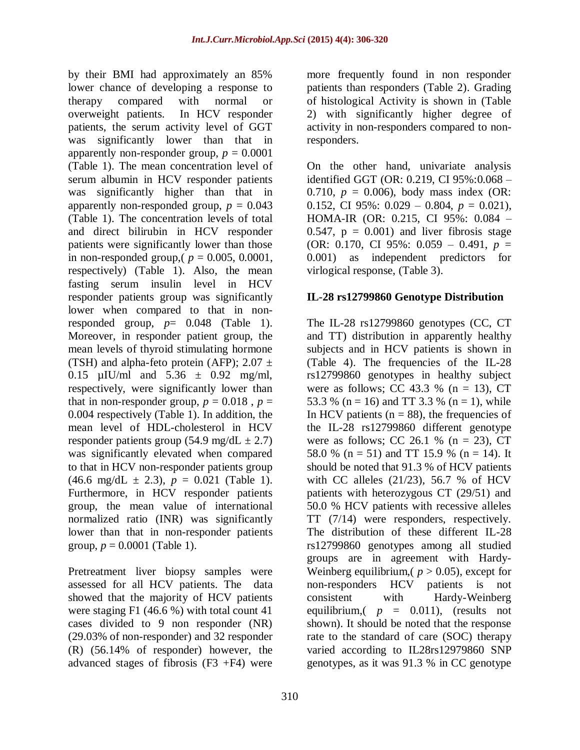by their BMI had approximately an 85% lower chance of developing a response to therapy compared with normal or overweight patients. In HCV responder patients, the serum activity level of GGT was significantly lower than that in apparently non-responder group, $p = 0.0001$ (Table 1). The mean concentration level of serum albumin in HCV responder patients was significantly higher than that in apparently non-responded group, $p = 0.043$ (Table 1). The concentration levels of total and direct bilirubin in HCV responder patients were significantly lower than those in non-responded group,( $p = 0.005$, $0.0001$, respectively) (Table 1). Also, the mean fasting serum insulin level in HCV responder patients group was significantly lower when compared to that in non-responded group, $p= 0.048$ (Table 1). Moreover, in responder patient group, the mean levels of thyroid stimulating hormone (TSH) and alpha-feto protein (AFP); $2.07 \pm 0.15$ µIU/ml and $5.36 \pm 0.92$ mg/ml, respectively, were significantly lower than that in non-responder group, $p = 0.018$ , $p = 0.004$ respectively (Table 1). In addition, the mean level of HDL-cholesterol in HCV responder patients group (54.9 mg/dL $\pm$ 2.7) was significantly elevated when compared to that in HCV non-responder patients group (46.6 mg/dL $\pm$ 2.3), $p = 0.021$ (Table 1). Furthermore, in HCV responder patients group, the mean value of international normalized ratio (INR) was significantly lower than that in non-responder patients group, $p = 0.0001$ (Table 1).

Pretreatment liver biopsy samples were assessed for all HCV patients. The data showed that the majority of HCV patients were staging F1 (46.6 %) with total count 41 cases divided to 9 non responder (NR) (29.03% of non-responder) and 32 responder (R) (56.14% of responder) however, the advanced stages of fibrosis (F3 +F4) were more frequently found in non responder patients than responders (Table 2). Grading of histological Activity is shown in (Table 2) with significantly higher degree of activity in non-responders compared to non-responders.

On the other hand, univariate analysis identified GGT (OR: 0.219, CI 95%:0.068 – 0.710, $p = 0.006$), body mass index (OR: 0.152, CI 95%: 0.029 – 0.804, $p = 0.021$), HOMA-IR (OR: 0.215, CI 95%: 0.084 – 0.547, $p = 0.001$) and liver fibrosis stage (OR: 0.170, CI 95%: 0.059 – 0.491, $p = 0.001$) as independent predictors for virlogical response, (Table 3).

## IL-28 rs12799860 Genotype Distribution

The IL-28 rs12799860 genotypes (CC, CT and TT) distribution in apparently healthy subjects and in HCV patients is shown in (Table 4). The frequencies of the IL-28 rs12799860 genotypes in healthy subject were as follows; CC 43.3 % (n = 13), CT 53.3 % (n = 16) and TT 3.3 % (n = 1), while In HCV patients (n = 88), the frequencies of the IL-28 rs12799860 different genotype were as follows; CC 26.1 % (n = 23), CT 58.0 % (n = 51) and TT 15.9 % (n = 14). It should be noted that 91.3 % of HCV patients with CC alleles (21/23), 56.7 % of HCV patients with heterozygous CT (29/51) and 50.0 % HCV patients with recessive alleles TT (7/14) were responders, respectively. The distribution of these different IL-28 rs12799860 genotypes among all studied groups are in agreement with Hardy-Weinberg equilibrium,( $p > 0.05$), except for non-responders HCV patients is not consistent with Hardy-Weinberg equilibrium,( $p = 0.011$), (results not shown). It should be noted that the response rate to the standard of care (SOC) therapy varied according to IL28rs12979860 SNP genotypes, as it was 91.3 % in CC genotype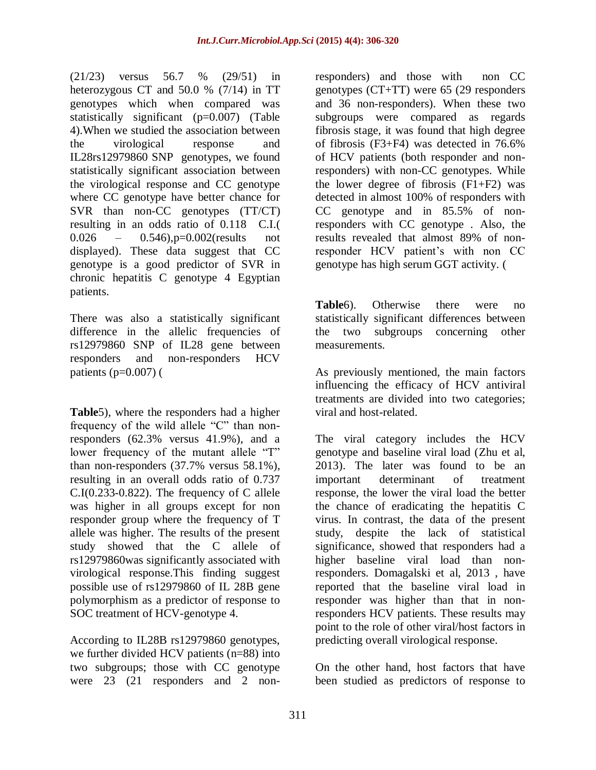(21/23) versus 56.7 % (29/51) in heterozygous CT and 50.0 % (7/14) in TT genotypes which when compared was statistically significant (p=0.007) (Table 4).When we studied the association between the virological response and IL28rs12979860 SNP genotypes, we found statistically significant association between the virological response and CC genotype where CC genotype have better chance for SVR than non-CC genotypes (TT/CT) resulting in an odds ratio of 0.118 C.I.( 0.026 – 0.546),p=0.002(results not displayed). These data suggest that CC genotype is a good predictor of SVR in chronic hepatitis C genotype 4 Egyptian patients.

There was also a statistically significant difference in the allelic frequencies of rs12979860 SNP of IL28 gene between responders and non-responders HCV patients (p=0.007) (

**Table**5), where the responders had a higher frequency of the wild allele "C" than non-responders (62.3% versus 41.9%), and a lower frequency of the mutant allele "T" than non-responders (37.7% versus 58.1%), resulting in an overall odds ratio of 0.737 C.I(0.233-0.822). The frequency of C allele was higher in all groups except for non responder group where the frequency of T allele was higher. The results of the present study showed that the C allele of rs12979860was significantly associated with virological response.This finding suggest possible use of rs12979860 of IL 28B gene polymorphism as a predictor of response to SOC treatment of HCV-genotype 4.

According to IL28B rs12979860 genotypes, we further divided HCV patients (n=88) into two subgroups; those with CC genotype were 23 (21 responders and 2 non-responders) and those with non CC genotypes (CT+TT) were 65 (29 responders and 36 non-responders). When these two subgroups were compared as regards fibrosis stage, it was found that high degree of fibrosis (F3+F4) was detected in 76.6% of HCV patients (both responder and non-responders) with non-CC genotypes. While the lower degree of fibrosis (F1+F2) was detected in almost 100% of responders with CC genotype and in 85.5% of non-responders with CC genotype . Also, the results revealed that almost 89% of non-responder HCV patient's with non CC genotype has high serum GGT activity. (

**Table**6). Otherwise there were no statistically significant differences between the two subgroups concerning other measurements.

As previously mentioned, the main factors influencing the efficacy of HCV antiviral treatments are divided into two categories; viral and host-related.

The viral category includes the HCV genotype and baseline viral load (Zhu et al, 2013). The later was found to be an important determinant of treatment response, the lower the viral load the better the chance of eradicating the hepatitis C virus. In contrast, the data of the present study, despite the lack of statistical significance, showed that responders had a higher baseline viral load than non-responders. Domagalski et al, 2013 , have reported that the baseline viral load in responder was higher than that in non-responders HCV patients. These results may point to the role of other viral/host factors in predicting overall virological response.

On the other hand, host factors that have been studied as predictors of response to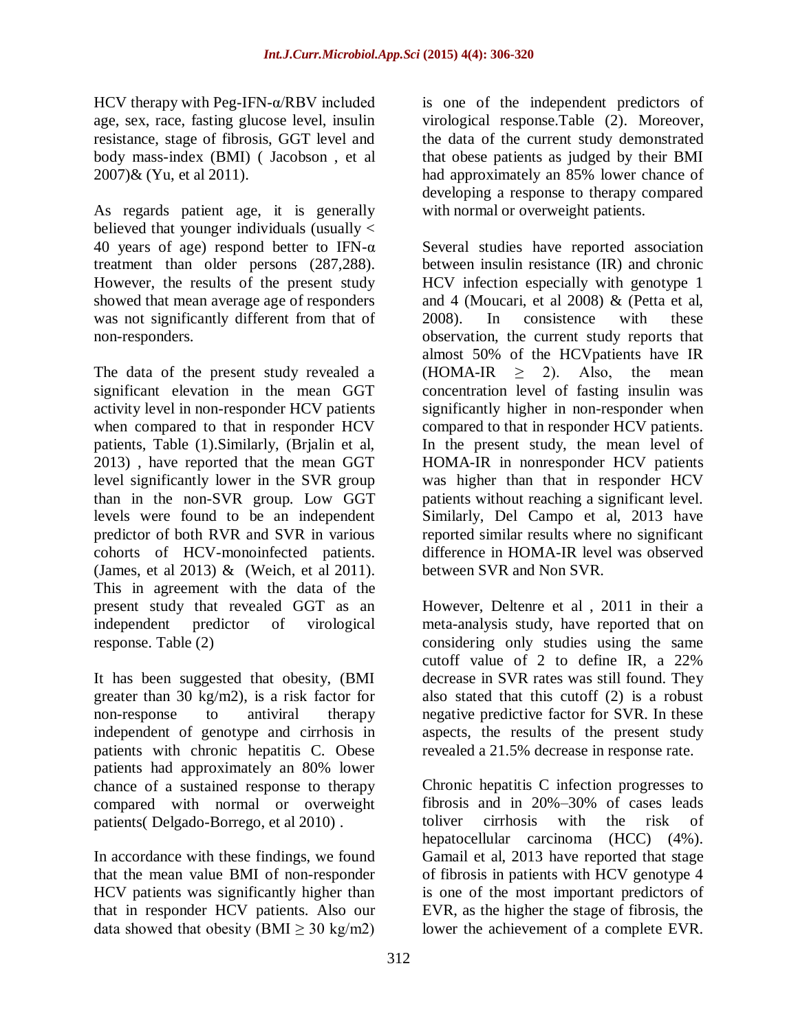HCV therapy with Peg-IFN-α/RBV included age, sex, race, fasting glucose level, insulin resistance, stage of fibrosis, GGT level and body mass-index (BMI) ( Jacobson , et al 2007)& (Yu, et al 2011).

As regards patient age, it is generally believed that younger individuals (usually < 40 years of age) respond better to IFN-α treatment than older persons (287,288). However, the results of the present study showed that mean average age of responders was not significantly different from that of non-responders.

The data of the present study revealed a significant elevation in the mean GGT activity level in non-responder HCV patients when compared to that in responder HCV patients, Table (1).Similarly, (Brjalin et al, 2013) , have reported that the mean GGT level significantly lower in the SVR group than in the non-SVR group. Low GGT levels were found to be an independent predictor of both RVR and SVR in various cohorts of HCV-monoinfected patients. (James, et al 2013) & (Weich, et al 2011). This in agreement with the data of the present study that revealed GGT as an independent predictor of virological response. Table (2)

It has been suggested that obesity, (BMI greater than 30 kg/m2), is a risk factor for non-response to antiviral therapy independent of genotype and cirrhosis in patients with chronic hepatitis C. Obese patients had approximately an 80% lower chance of a sustained response to therapy compared with normal or overweight patients( Delgado-Borrego, et al 2010) .

In accordance with these findings, we found that the mean value BMI of non-responder HCV patients was significantly higher than that in responder HCV patients. Also our data showed that obesity (BMI ≥ 30 kg/m2) is one of the independent predictors of virological response.Table (2). Moreover, the data of the current study demonstrated that obese patients as judged by their BMI had approximately an 85% lower chance of developing a response to therapy compared with normal or overweight patients.

Several studies have reported association between insulin resistance (IR) and chronic HCV infection especially with genotype 1 and 4 (Moucari, et al 2008) & (Petta et al, 2008). In consistence with these observation, the current study reports that almost 50% of the HCVpatients have IR (HOMA-IR ≥ 2). Also, the mean concentration level of fasting insulin was significantly higher in non-responder when compared to that in responder HCV patients. In the present study, the mean level of HOMA-IR in nonresponder HCV patients was higher than that in responder HCV patients without reaching a significant level. Similarly, Del Campo et al, 2013 have reported similar results where no significant difference in HOMA-IR level was observed between SVR and Non SVR.

However, Deltenre et al , 2011 in their a meta-analysis study, have reported that on considering only studies using the same cutoff value of 2 to define IR, a 22% decrease in SVR rates was still found. They also stated that this cutoff (2) is a robust negative predictive factor for SVR. In these aspects, the results of the present study revealed a 21.5% decrease in response rate.

Chronic hepatitis C infection progresses to fibrosis and in 20%–30% of cases leads toliver cirrhosis with the risk of hepatocellular carcinoma (HCC) (4%). Gamail et al, 2013 have reported that stage of fibrosis in patients with HCV genotype 4 is one of the most important predictors of EVR, as the higher the stage of fibrosis, the lower the achievement of a complete EVR.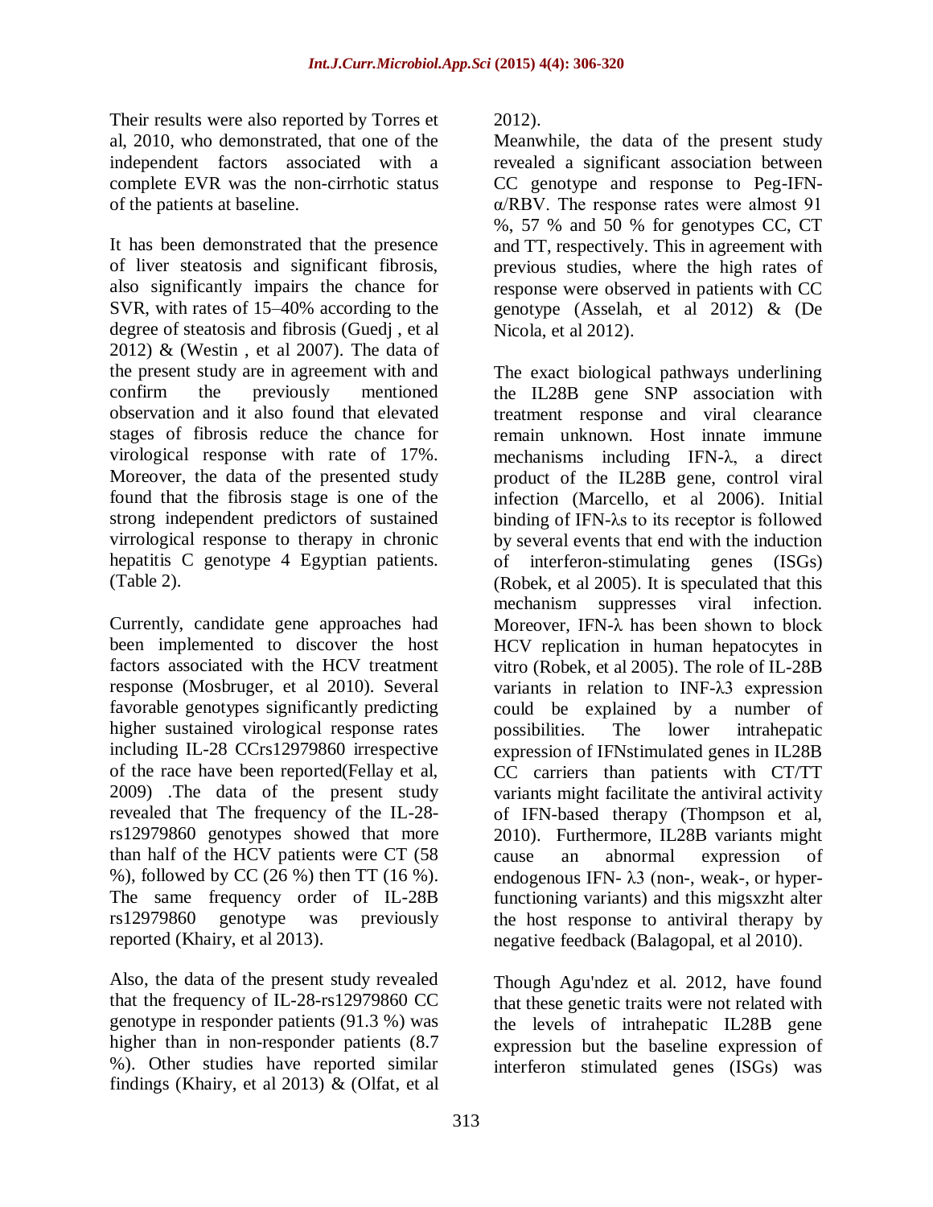Their results were also reported by Torres et al, 2010, who demonstrated, that one of the independent factors associated with a complete EVR was the non-cirrhotic status of the patients at baseline.

It has been demonstrated that the presence of liver steatosis and significant fibrosis, also significantly impairs the chance for SVR, with rates of 15–40% according to the degree of steatosis and fibrosis (Guedj , et al 2012) & (Westin , et al 2007). The data of the present study are in agreement with and confirm the previously mentioned observation and it also found that elevated stages of fibrosis reduce the chance for virological response with rate of 17%. Moreover, the data of the presented study found that the fibrosis stage is one of the strong independent predictors of sustained virrological response to therapy in chronic hepatitis C genotype 4 Egyptian patients. (Table 2).

Currently, candidate gene approaches had been implemented to discover the host factors associated with the HCV treatment response (Mosbruger, et al 2010). Several favorable genotypes significantly predicting higher sustained virological response rates including IL-28 CCrs12979860 irrespective of the race have been reported(Fellay et al, 2009) .The data of the present study revealed that The frequency of the IL-28-rs12979860 genotypes showed that more than half of the HCV patients were CT (58 %), followed by CC (26 %) then TT (16 %). The same frequency order of IL-28B rs12979860 genotype was previously reported (Khairy, et al 2013).

Also, the data of the present study revealed that the frequency of IL-28-rs12979860 CC genotype in responder patients (91.3 %) was higher than in non-responder patients (8.7 %). Other studies have reported similar findings (Khairy, et al 2013) & (Olfat, et al 2012).

Meanwhile, the data of the present study revealed a significant association between CC genotype and response to Peg-IFN-α/RBV. The response rates were almost 91 %, 57 % and 50 % for genotypes CC, CT and TT, respectively. This in agreement with previous studies, where the high rates of response were observed in patients with CC genotype (Asselah, et al 2012) & (De Nicola, et al 2012).

The exact biological pathways underlining the IL28B gene SNP association with treatment response and viral clearance remain unknown. Host innate immune mechanisms including IFN-λ, a direct product of the IL28B gene, control viral infection (Marcello, et al 2006). Initial binding of IFN-λs to its receptor is followed by several events that end with the induction of interferon-stimulating genes (ISGs) (Robek, et al 2005). It is speculated that this mechanism suppresses viral infection. Moreover, IFN-λ has been shown to block HCV replication in human hepatocytes in vitro (Robek, et al 2005). The role of IL-28B variants in relation to INF-λ3 expression could be explained by a number of possibilities. The lower intrahepatic expression of IFNstimulated genes in IL28B CC carriers than patients with CT/TT variants might facilitate the antiviral activity of IFN-based therapy (Thompson et al, 2010). Furthermore, IL28B variants might cause an abnormal expression of endogenous IFN- λ3 (non-, weak-, or hyper-functioning variants) and this migsxzht alter the host response to antiviral therapy by negative feedback (Balagopal, et al 2010).

Though Agu'ndez et al. 2012, have found that these genetic traits were not related with the levels of intrahepatic IL28B gene expression but the baseline expression of interferon stimulated genes (ISGs) was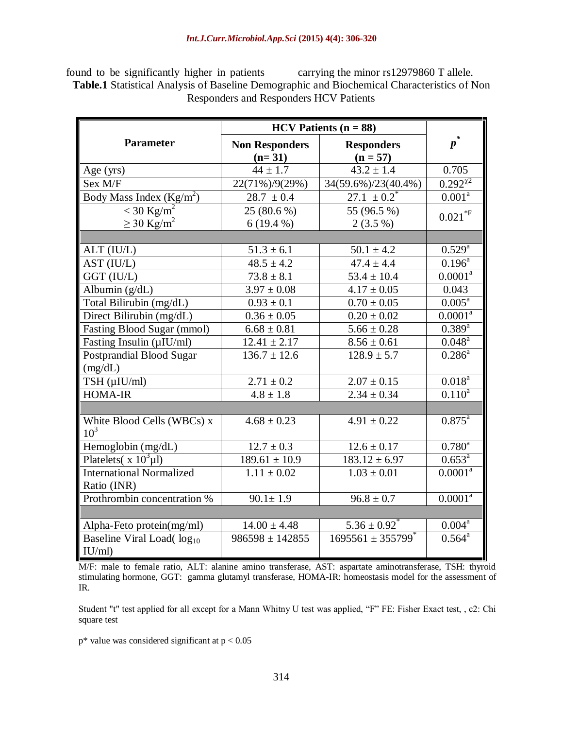found to be significantly higher in patients carrying the minor rs12979860 T allele.

**Table.1** Statistical Analysis of Baseline Demographic and Biochemical Characteristics of Non Responders and Responders HCV Patients

| Parameter | HCV Patients (n = 88) | | $p^*$ |
|---|---|---|---|
| | Non Responders (n= 31) | Responders (n = 57) | |
| Age (yrs) | 44 ± 1.7 | 43.2 ± 1.4 | 0.705 |
| Sex M/F | 22(71%)/9(29%) | 34(59.6%)/23(40.4%) | $0.292^{\chi 2}$ |
| Body Mass Index ($Kg/m^2$) | 28.7 ± 0.4 | 27.1 ± 0.2* | 0.001[a] |
| < 30 $Kg/m^2$ | 25 (80.6 %) | 55 (96.5 %) | 0.021*F |
| ≥ 30 $Kg/m^2$ | 6 (19.4 %) | 2 (3.5 %) | |
| | | | |
| ALT (IU/L) | 51.3 ± 6.1 | 50.1 ± 4.2 | 0.529[a] |
| AST (IU/L) | 48.5 ± 4.2 | 47.4 ± 4.4 | 0.196[a] |
| GGT (IU/L) | 73.8 ± 8.1 | 53.4 ± 10.4 | 0.0001[a] |
| Albumin (g/dL) | 3.97 ± 0.08 | 4.17 ± 0.05 | 0.043 |
| Total Bilirubin (mg/dL) | 0.93 ± 0.1 | 0.70 ± 0.05 | 0.005[a] |
| Direct Bilirubin (mg/dL) | 0.36 ± 0.05 | 0.20 ± 0.02 | 0.0001[a] |
| Fasting Blood Sugar (mmol) | 6.68 ± 0.81 | 5.66 ± 0.28 | 0.389[a] |
| Fasting Insulin (µIU/ml) | 12.41 ± 2.17 | 8.56 ± 0.61 | 0.048[a] |
| Postprandial Blood Sugar (mg/dL) | 136.7 ± 12.6 | 128.9 ± 5.7 | 0.286[a] |
| TSH (µIU/ml) | 2.71 ± 0.2 | 2.07 ± 0.15 | 0.018[a] |
| HOMA-IR | 4.8 ± 1.8 | 2.34 ± 0.34 | 0.110[a] |
| | | | |
| White Blood Cells (WBCs) x $10^3$ | 4.68 ± 0.23 | 4.91 ± 0.22 | 0.875[a] |
| Hemoglobin (mg/dL) | 12.7 ± 0.3 | 12.6 ± 0.17 | 0.780[a] |
| Platelets( x $10^3$µl) | 189.61 ± 10.9 | 183.12 ± 6.97 | 0.653[a] |
| International Normalized Ratio (INR) | 1.11 ± 0.02 | 1.03 ± 0.01 | 0.0001[a] |
| Prothrombin concentration % | 90.1± 1.9 | 96.8 ± 0.7 | 0.0001[a] |
| | | | |
| Alpha-Feto protein(mg/ml) | 14.00 ± 4.48 | 5.36 ± 0.92* | 0.004[a] |
| Baseline Viral Load( $log_{10}$ IU/ml) | 986598 ± 142855 | 1695561 ± 355799* | 0.564[a] |

M/F: male to female ratio, ALT: alanine amino transferase, AST: aspartate aminotransferase, TSH: thyroid stimulating hormone, GGT: gamma glutamyl transferase, HOMA-IR: homeostasis model for the assessment of IR.

Student "t" test applied for all except for a Mann Whitny U test was applied, "F" FE: Fisher Exact test, , c2: Chi square test

p* value was considered significant at $p < 0.05$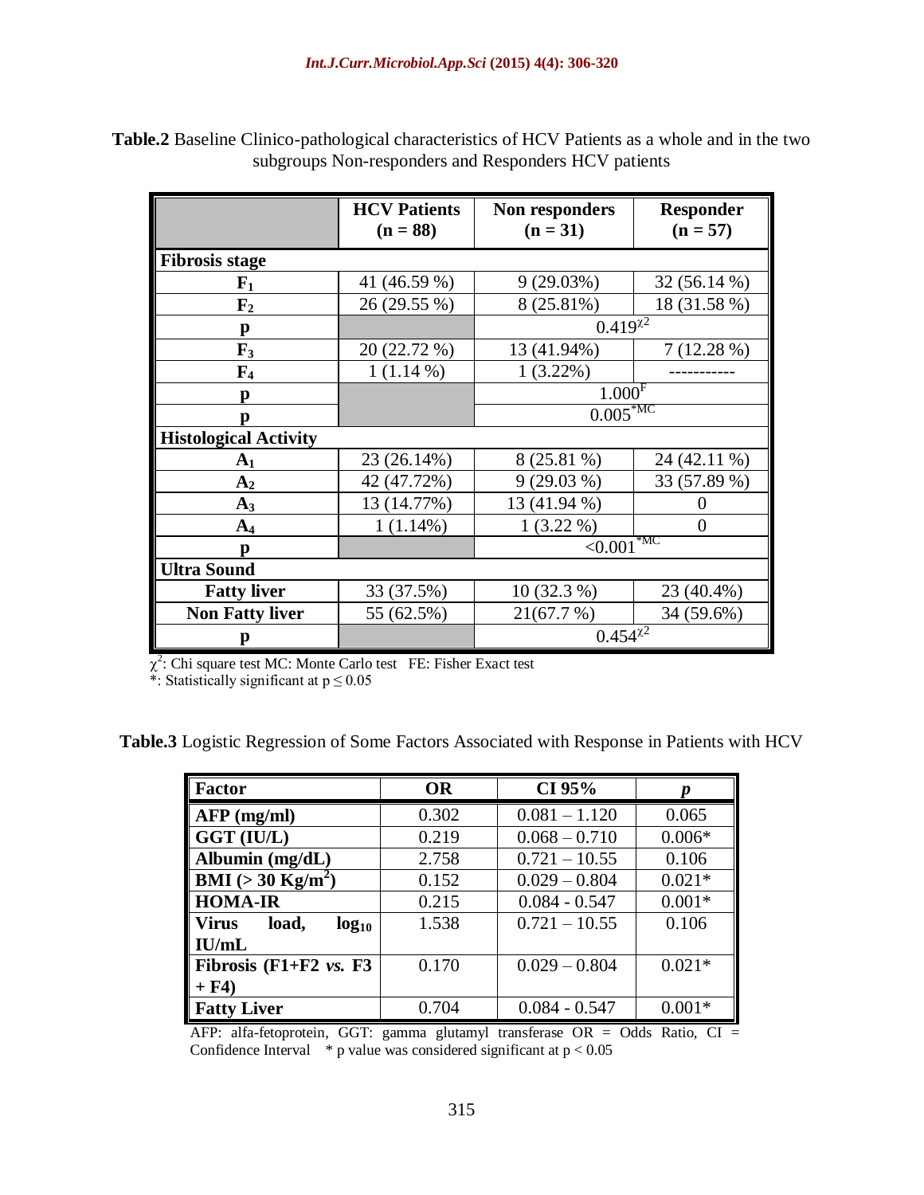**Table.2** Baseline Clinico-pathological characteristics of HCV Patients as a whole and in the two subgroups Non-responders and Responders HCV patients

| | HCV Patients (n = 88) | Non responders (n = 31) | Responder (n = 57) |
|---|---|---|---|
| **Fibrosis stage** | | | |
| $F_1$ | 41 (46.59 %) | 9 (29.03%) | 32 (56.14 %) |
| $F_2$ | 26 (29.55 %) | 8 (25.81%) | 18 (31.58 %) |
| p | | $0.419^{\chi 2}$ | |
| $F_3$ | 20 (22.72 %) | 13 (41.94%) | 7 (12.28 %) |
| $F_4$ | 1 (1.14 %) | 1 (3.22%) | ----------- |
| p | | $1.000^{F}$ | |
| p | | $0.005^{*MC}$ | |
| **Histological Activity** | | | |
| $A_1$ | 23 (26.14%) | 8 (25.81 %) | 24 (42.11 %) |
| $A_2$ | 42 (47.72%) | 9 (29.03 %) | 33 (57.89 %) |
| $A_3$ | 13 (14.77%) | 13 (41.94 %) | 0 |
| $A_4$ | 1 (1.14%) | 1 (3.22 %) | 0 |
| p | | $<0.001^{*MC}$ | |
| **Ultra Sound** | | | |
| Fatty liver | 33 (37.5%) | 10 (32.3 %) | 23 (40.4%) |
| Non Fatty liver | 55 (62.5%) | 21(67.7 %) | 34 (59.6%) |
| p | | $0.454^{\chi 2}$ | |

$\chi^2$: Chi square test MC: Monte Carlo test FE: Fisher Exact test
*: Statistically significant at $p \leq 0.05$

**Table.3** Logistic Regression of Some Factors Associated with Response in Patients with HCV

| Factor | OR | CI 95% | *p* |
|---|---|---|---|
| AFP (mg/ml) | 0.302 | 0.081 – 1.120 | 0.065 |
| GGT (IU/L) | 0.219 | 0.068 – 0.710 | 0.006* |
| Albumin (mg/dL) | 2.758 | 0.721 – 10.55 | 0.106 |
| BMI (> 30 $Kg/m^2$) | 0.152 | 0.029 – 0.804 | 0.021* |
| HOMA-IR | 0.215 | 0.084 - 0.547 | 0.001* |
| Virus load, $\log_{10}$ IU/mL | 1.538 | 0.721 – 10.55 | 0.106 |
| Fibrosis (F1+F2 *vs.* F3 + F4) | 0.170 | 0.029 – 0.804 | 0.021* |
| Fatty Liver | 0.704 | 0.084 - 0.547 | 0.001* |

AFP: alfa-fetoprotein, GGT: gamma glutamyl transferase OR = Odds Ratio, CI = Confidence Interval * p value was considered significant at $p < 0.05$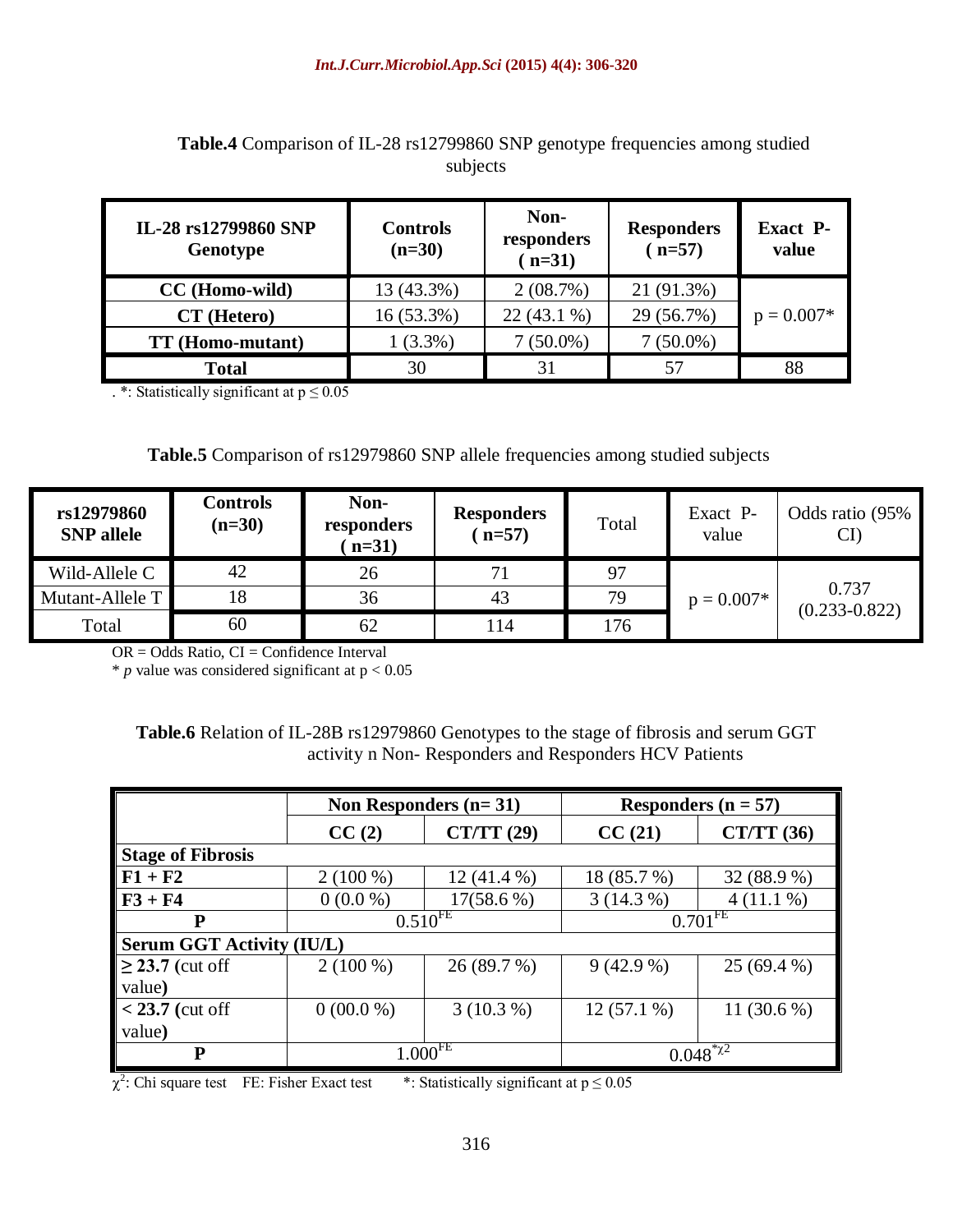**Table.4** Comparison of IL-28 rs12799860 SNP genotype frequencies among studied subjects

| IL-28 rs12799860 SNP Genotype | Controls (n=30) | Non-responders ( n=31) | Responders ( n=57) | Exact P-value |
|---|---|---|---|---|
| CC (Homo-wild) | 13 (43.3%) | 2 (08.7%) | 21 (91.3%) | p = 0.007* |
| CT (Hetero) | 16 (53.3%) | 22 (43.1 %) | 29 (56.7%) | |
| TT (Homo-mutant) | 1 (3.3%) | 7 (50.0%) | 7 (50.0%) | |
| Total | 30 | 31 | 57 | 88 |

. *: Statistically significant at $p \leq 0.05$

**Table.5** Comparison of rs12979860 SNP allele frequencies among studied subjects

| rs12979860 SNP allele | Controls (n=30) | Non-responders ( n=31) | Responders ( n=57) | Total | Exact P-value | Odds ratio (95% CI) |
|---|---|---|---|---|---|---|
| Wild-Allele C | 42 | 26 | 71 | 97 | p = 0.007* | 0.737 (0.233-0.822) |
| Mutant-Allele T | 18 | 36 | 43 | 79 | | |
| Total | 60 | 62 | 114 | 176 | | |

OR = Odds Ratio, CI = Confidence Interval

* *p* value was considered significant at $p < 0.05$

**Table.6** Relation of IL-28B rs12979860 Genotypes to the stage of fibrosis and serum GGT activity n Non- Responders and Responders HCV Patients

| | Non Responders (n= 31) | | Responders (n = 57) | |
|---|---|---|---|---|
| | CC (2) | CT/TT (29) | CC (21) | CT/TT (36) |
| **Stage of Fibrosis** | | | | |
| F1 + F2 | 2 (100 %) | 12 (41.4 %) | 18 (85.7 %) | 32 (88.9 %) |
| F3 + F4 | 0 (0.0 %) | 17(58.6 %) | 3 (14.3 %) | 4 (11.1 %) |
| P | $0.510^{FE}$ | | $0.701^{FE}$ | |
| **Serum GGT Activity (IU/L)** | | | | |
| ≥ 23.7 (cut off value) | 2 (100 %) | 26 (89.7 %) | 9 (42.9 %) | 25 (69.4 %) |
| < 23.7 (cut off value) | 0 (00.0 %) | 3 (10.3 %) | 12 (57.1 %) | 11 (30.6 %) |
| P | $1.000^{FE}$ | | $0.048^{*\chi^2}$ | |

$\chi^2$: Chi square test FE: Fisher Exact test *: Statistically significant at $p \leq 0.05$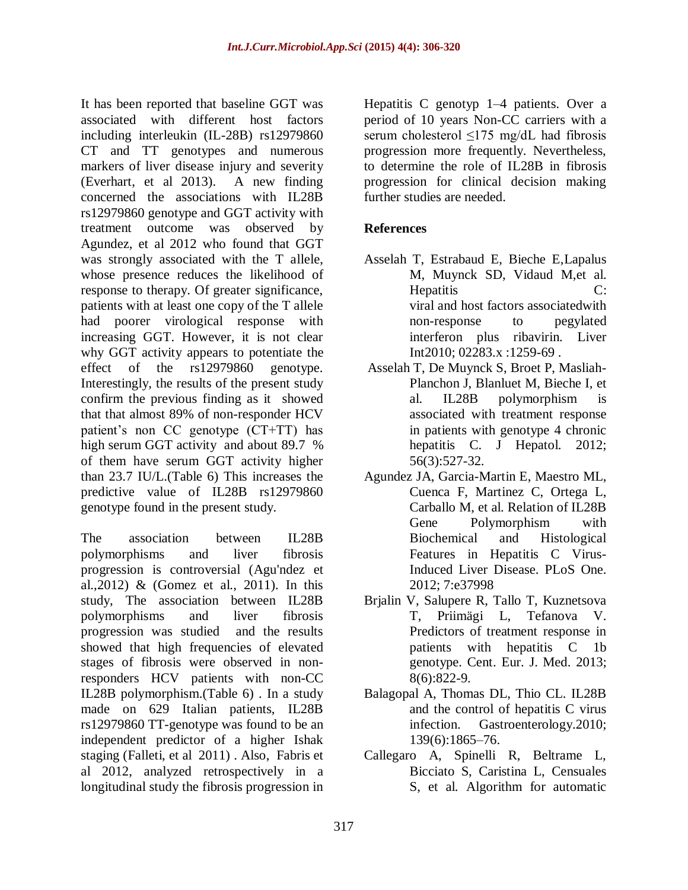It has been reported that baseline GGT was associated with different host factors including interleukin (IL-28B) rs12979860 CT and TT genotypes and numerous markers of liver disease injury and severity (Everhart, et al 2013). A new finding concerned the associations with IL28B rs12979860 genotype and GGT activity with treatment outcome was observed by Agundez, et al 2012 who found that GGT was strongly associated with the T allele, whose presence reduces the likelihood of response to therapy. Of greater significance, patients with at least one copy of the T allele had poorer virological response with increasing GGT. However, it is not clear why GGT activity appears to potentiate the effect of the rs12979860 genotype. Interestingly, the results of the present study confirm the previous finding as it showed that that almost 89% of non-responder HCV patient's non CC genotype (CT+TT) has high serum GGT activity and about 89.7 % of them have serum GGT activity higher than 23.7 IU/L.(Table 6) This increases the predictive value of IL28B rs12979860 genotype found in the present study.

The association between IL28B polymorphisms and liver fibrosis progression is controversial (Agu'ndez et al.,2012) & (Gomez et al., 2011). In this study, The association between IL28B polymorphisms and liver fibrosis progression was studied and the results showed that high frequencies of elevated stages of fibrosis were observed in non-responders HCV patients with non-CC IL28B polymorphism.(Table 6) . In a study made on 629 Italian patients, IL28B rs12979860 TT-genotype was found to be an independent predictor of a higher Ishak staging (Falleti, et al 2011) . Also, Fabris et al 2012, analyzed retrospectively in a longitudinal study the fibrosis progression in Hepatitis C genotyp 1–4 patients. Over a period of 10 years Non-CC carriers with a serum cholesterol ≤175 mg/dL had fibrosis progression more frequently. Nevertheless, to determine the role of IL28B in fibrosis progression for clinical decision making further studies are needed.

## References

Asselah T, Estrabaud E, Bieche E,Lapalus M, Muynck SD, Vidaud M,et al. Hepatitis C: viral and host factors associatedwith non-response to pegylated interferon plus ribavirin. Liver Int2010; 02283.x :1259-69 .

Asselah T, De Muynck S, Broet P, Masliah-Planchon J, Blanluet M, Bieche I, et al. IL28B polymorphism is associated with treatment response in patients with genotype 4 chronic hepatitis C. J Hepatol. 2012; 56(3):527-32.

Agundez JA, Garcia-Martin E, Maestro ML, Cuenca F, Martinez C, Ortega L, Carballo M, et al. Relation of IL28B Gene Polymorphism with Biochemical and Histological Features in Hepatitis C Virus-Induced Liver Disease. PLoS One. 2012; 7:e37998

Brjalin V, Salupere R, Tallo T, Kuznetsova T, Priimägi L, Tefanova V. Predictors of treatment response in patients with hepatitis C 1b genotype. Cent. Eur. J. Med. 2013; 8(6):822-9.

Balagopal A, Thomas DL, Thio CL. IL28B and the control of hepatitis C virus infection. Gastroenterology.2010; 139(6):1865–76.

Callegaro A, Spinelli R, Beltrame L, Bicciato S, Caristina L, Censuales S, et al. Algorithm for automatic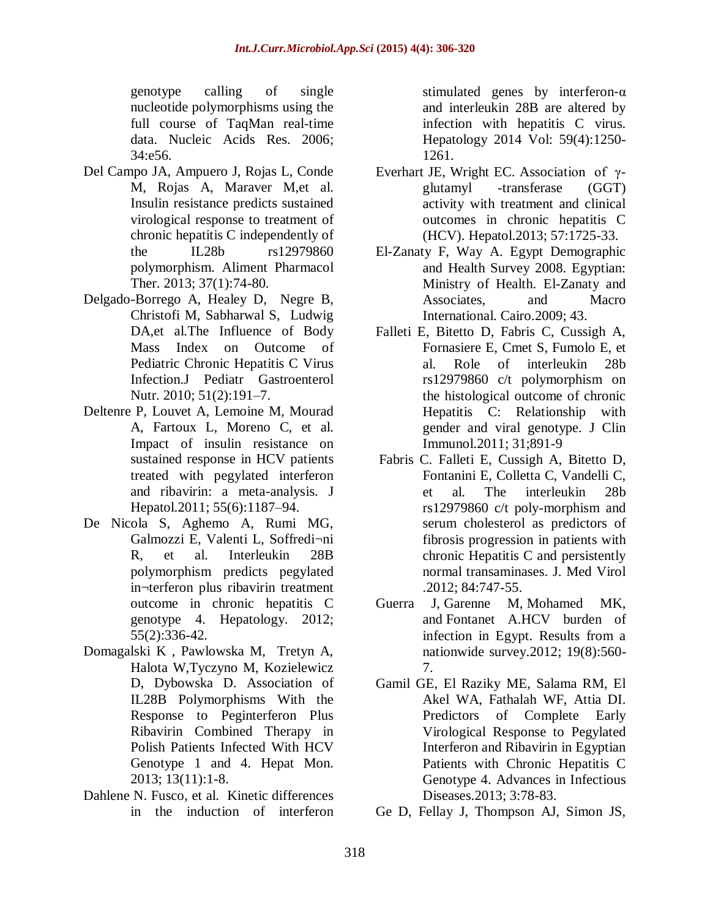genotype calling of single nucleotide polymorphisms using the full course of TaqMan real-time data. Nucleic Acids Res. 2006; 34:e56.

Del Campo JA, Ampuero J, Rojas L, Conde M, Rojas A, Maraver M,et al. Insulin resistance predicts sustained virological response to treatment of chronic hepatitis C independently of the IL28b rs12979860 polymorphism. Aliment Pharmacol Ther. 2013; 37(1):74-80.

Delgado-Borrego A, Healey D, Negre B, Christofi M, Sabharwal S, Ludwig DA,et al.The Influence of Body Mass Index on Outcome of Pediatric Chronic Hepatitis C Virus Infection.J Pediatr Gastroenterol Nutr. 2010; 51(2):191–7.

Deltenre P, Louvet A, Lemoine M, Mourad A, Fartoux L, Moreno C, et al. Impact of insulin resistance on sustained response in HCV patients treated with pegylated interferon and ribavirin: a meta-analysis. J Hepatol.2011; 55(6):1187–94.

De Nicola S, Aghemo A, Rumi MG, Galmozzi E, Valenti L, Soffredi¬ni R, et al. Interleukin 28B polymorphism predicts pegylated in¬terferon plus ribavirin treatment outcome in chronic hepatitis C genotype 4. Hepatology. 2012; 55(2):336-42.

Domagalski K , Pawlowska M, Tretyn A, Halota W,Tyczyno M, Kozielewicz D, Dybowska D. Association of IL28B Polymorphisms With the Response to Peginterferon Plus Ribavirin Combined Therapy in Polish Patients Infected With HCV Genotype 1 and 4. Hepat Mon. 2013; 13(11):1-8.

Dahlene N. Fusco, et al. Kinetic differences in the induction of interferon stimulated genes by interferon-α and interleukin 28B are altered by infection with hepatitis C virus. Hepatology 2014 Vol: 59(4):1250-1261.

Everhart JE, Wright EC. Association of γ-glutamyl -transferase (GGT) activity with treatment and clinical outcomes in chronic hepatitis C (HCV). Hepatol.2013; 57:1725-33.

El-Zanaty F, Way A. Egypt Demographic and Health Survey 2008. Egyptian: Ministry of Health. El-Zanaty and Associates, and Macro International. Cairo.2009; 43.

Falleti E, Bitetto D, Fabris C, Cussigh A, Fornasiere E, Cmet S, Fumolo E, et al. Role of interleukin 28b rs12979860 c/t polymorphism on the histological outcome of chronic Hepatitis C: Relationship with gender and viral genotype. J Clin Immunol.2011; 31;891-9

Fabris C. Falleti E, Cussigh A, Bitetto D, Fontanini E, Colletta C, Vandelli C, et al. The interleukin 28b rs12979860 c/t poly-morphism and serum cholesterol as predictors of fibrosis progression in patients with chronic Hepatitis C and persistently normal transaminases. J. Med Virol .2012; 84:747-55.

Guerra J, Garenne M, Mohamed MK, and Fontanet A.HCV burden of infection in Egypt. Results from a nationwide survey.2012; 19(8):560-7.

Gamil GE, El Raziky ME, Salama RM, El Akel WA, Fathalah WF, Attia DI. Predictors of Complete Early Virological Response to Pegylated Interferon and Ribavirin in Egyptian Patients with Chronic Hepatitis C Genotype 4. Advances in Infectious Diseases.2013; 3:78-83.

Ge D, Fellay J, Thompson AJ, Simon JS,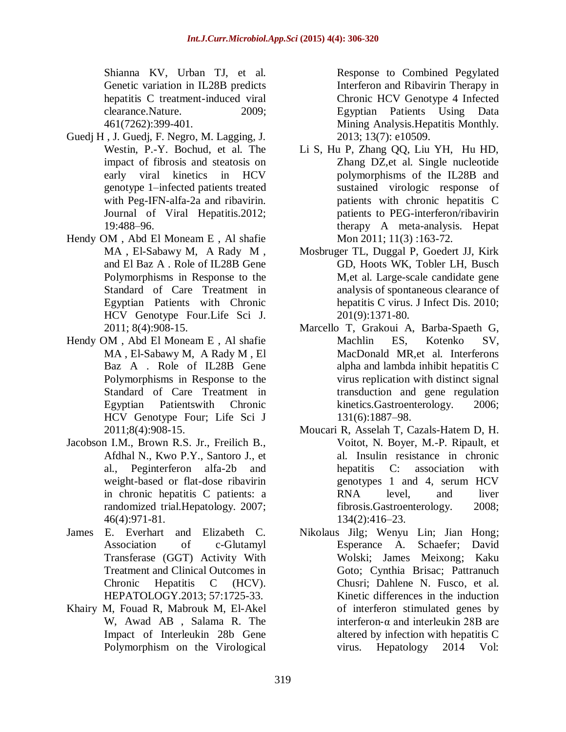Shianna KV, Urban TJ, et al. Genetic variation in IL28B predicts hepatitis C treatment-induced viral clearance.Nature. 2009; 461(7262):399-401.

Guedj H , J. Guedj, F. Negro, M. Lagging, J. Westin, P.-Y. Bochud, et al. The impact of fibrosis and steatosis on early viral kinetics in HCV genotype 1–infected patients treated with Peg-IFN-alfa-2a and ribavirin. Journal of Viral Hepatitis.2012; 19:488–96.

Hendy OM , Abd El Moneam E , Al shafie MA , El-Sabawy M, A Rady M , and El Baz A . Role of IL28B Gene Polymorphisms in Response to the Standard of Care Treatment in Egyptian Patients with Chronic HCV Genotype Four.Life Sci J. 2011; 8(4):908-15.

Hendy OM , Abd El Moneam E , Al shafie MA , El-Sabawy M, A Rady M , El Baz A . Role of IL28B Gene Polymorphisms in Response to the Standard of Care Treatment in Egyptian Patientswith Chronic HCV Genotype Four; Life Sci J 2011;8(4):908-15.

Jacobson I.M., Brown R.S. Jr., Freilich B., Afdhal N., Kwo P.Y., Santoro J., et al., Peginterferon alfa-2b and weight-based or flat-dose ribavirin in chronic hepatitis C patients: a randomized trial.Hepatology. 2007; 46(4):971-81.

James E. Everhart and Elizabeth C. Association of c-Glutamyl Transferase (GGT) Activity With Treatment and Clinical Outcomes in Chronic Hepatitis C (HCV). HEPATOLOGY.2013; 57:1725-33.

Khairy M, Fouad R, Mabrouk M, El-Akel W, Awad AB , Salama R. The Impact of Interleukin 28b Gene Polymorphism on the Virological Response to Combined Pegylated Interferon and Ribavirin Therapy in Chronic HCV Genotype 4 Infected Egyptian Patients Using Data Mining Analysis.Hepatitis Monthly. 2013; 13(7): e10509.

Li S, Hu P, Zhang QQ, Liu YH, Hu HD, Zhang DZ,et al. Single nucleotide polymorphisms of the IL28B and sustained virologic response of patients with chronic hepatitis C patients to PEG-interferon/ribavirin therapy A meta-analysis. Hepat Mon 2011; 11(3) :163-72.

Mosbruger TL, Duggal P, Goedert JJ, Kirk GD, Hoots WK, Tobler LH, Busch M,et al. Large-scale candidate gene analysis of spontaneous clearance of hepatitis C virus. J Infect Dis. 2010; 201(9):1371-80.

Marcello T, Grakoui A, Barba-Spaeth G, Machlin ES, Kotenko SV, MacDonald MR,et al. Interferons alpha and lambda inhibit hepatitis C virus replication with distinct signal transduction and gene regulation kinetics.Gastroenterology. 2006; 131(6):1887–98.

Moucari R, Asselah T, Cazals-Hatem D, H. Voitot, N. Boyer, M.-P. Ripault, et al. Insulin resistance in chronic hepatitis C: association with genotypes 1 and 4, serum HCV RNA level, and liver fibrosis.Gastroenterology. 2008; 134(2):416–23.

Nikolaus Jilg; Wenyu Lin; Jian Hong; Esperance A. Schaefer; David Wolski; James Meixong; Kaku Goto; Cynthia Brisac; Pattranuch Chusri; Dahlene N. Fusco, et al. Kinetic differences in the induction of interferon stimulated genes by interferon-α and interleukin 28B are altered by infection with hepatitis C virus. Hepatology 2014 Vol: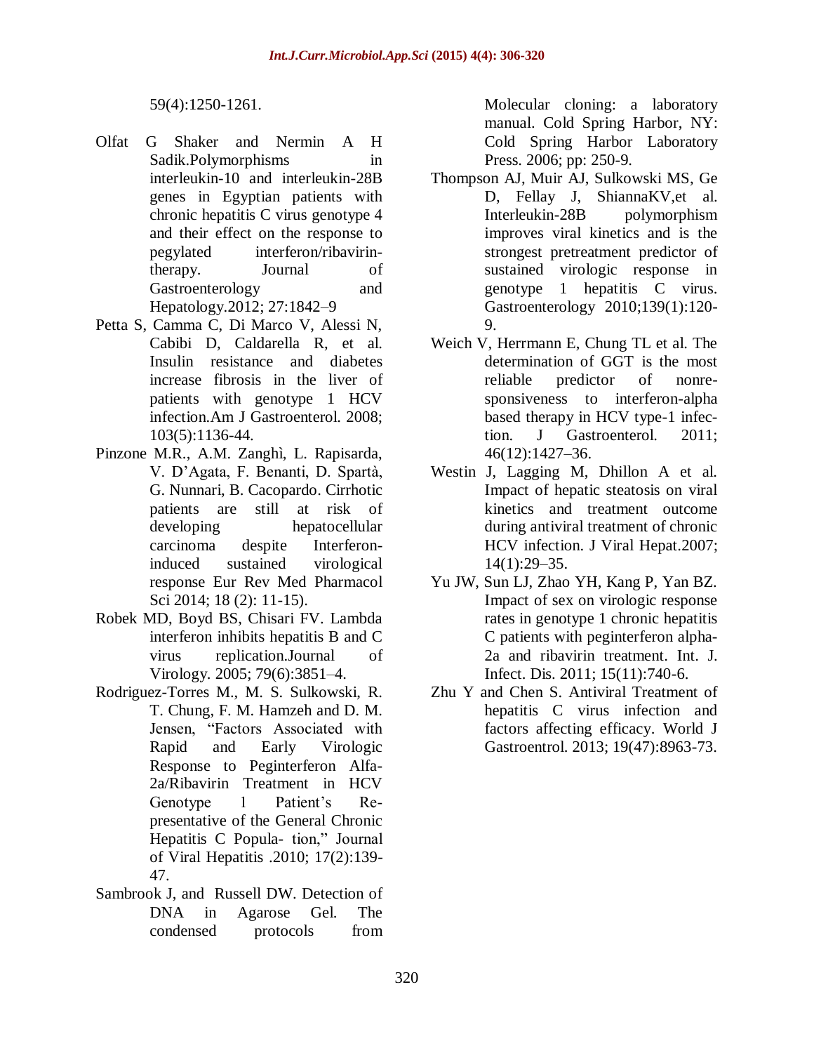59(4):1250-1261.

Olfat G Shaker and Nermin A H Sadik.Polymorphisms in interleukin-10 and interleukin-28B genes in Egyptian patients with chronic hepatitis C virus genotype 4 and their effect on the response to pegylated interferon/ribavirin-therapy. Journal of Gastroenterology and Hepatology.2012; 27:1842–9

Petta S, Camma C, Di Marco V, Alessi N, Cabibi D, Caldarella R, et al. Insulin resistance and diabetes increase fibrosis in the liver of patients with genotype 1 HCV infection.Am J Gastroenterol. 2008; 103(5):1136-44.

Pinzone M.R., A.M. Zanghì, L. Rapisarda, V. D'Agata, F. Benanti, D. Spartà, G. Nunnari, B. Cacopardo. Cirrhotic patients are still at risk of developing hepatocellular carcinoma despite Interferon-induced sustained virological response Eur Rev Med Pharmacol Sci 2014; 18 (2): 11-15).

Robek MD, Boyd BS, Chisari FV. Lambda interferon inhibits hepatitis B and C virus replication.Journal of Virology. 2005; 79(6):3851–4.

Rodriguez-Torres M., M. S. Sulkowski, R. T. Chung, F. M. Hamzeh and D. M. Jensen, "Factors Associated with Rapid and Early Virologic Response to Peginterferon Alfa-2a/Ribavirin Treatment in HCV Genotype 1 Patient's Representative of the General Chronic Hepatitis C Popula- tion," Journal of Viral Hepatitis .2010; 17(2):139-47.

Sambrook J, and Russell DW. Detection of DNA in Agarose Gel. The condensed protocols from Molecular cloning: a laboratory manual. Cold Spring Harbor, NY: Cold Spring Harbor Laboratory Press. 2006; pp: 250-9.

Thompson AJ, Muir AJ, Sulkowski MS, Ge D, Fellay J, ShiannaKV,et al. Interleukin-28B polymorphism improves viral kinetics and is the strongest pretreatment predictor of sustained virologic response in genotype 1 hepatitis C virus. Gastroenterology 2010;139(1):120-9.

Weich V, Herrmann E, Chung TL et al. The determination of GGT is the most reliable predictor of nonresponsiveness to interferon-alpha based therapy in HCV type-1 infection. J Gastroenterol. 2011; 46(12):1427–36.

Westin J, Lagging M, Dhillon A et al. Impact of hepatic steatosis on viral kinetics and treatment outcome during antiviral treatment of chronic HCV infection. J Viral Hepat.2007; 14(1):29–35.

Yu JW, Sun LJ, Zhao YH, Kang P, Yan BZ. Impact of sex on virologic response rates in genotype 1 chronic hepatitis C patients with peginterferon alpha-2a and ribavirin treatment. Int. J. Infect. Dis. 2011; 15(11):740-6.

Zhu Y and Chen S. Antiviral Treatment of hepatitis C virus infection and factors affecting efficacy. World J Gastroentrol. 2013; 19(47):8963-73.